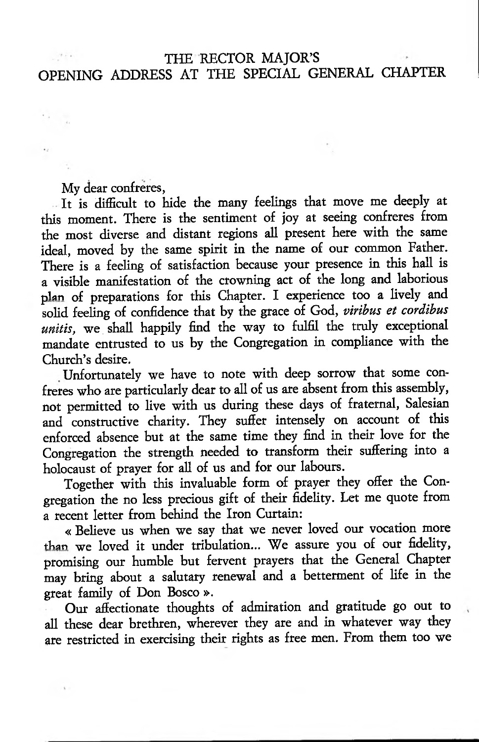# THE RECTOR MAJOR'S OPENING ADDRESS AT THE SPECIAL GENERAL CHAPTER

My dear confreres,

It is difficult to hide the many feelings that move me deeply at this moment. There is the sentiment of joy at seeing confreres from the most diverse and distant regions all present here with the same ideal, moved by the same spirit in the name of our common Father. There is a feeling of satisfaction because your presence in this hall is a visible manifestation of the crowning act of the long and laborious plan of preparations for this Chapter. I experience too a lively and solid feeling of confidence that by the grace of God, *viribus et cordibus unitis,* we shall happily find the way to fulfil the truly exceptional mandate entrusted to us by the Congregation in compliance with the Church's desire.

Unfortunately we have to note with deep sorrow that some confreres who are particularly dear to all of us are absent from this assembly, not permitted to live with us during these days of fraternal, Salesian and constructive charity. They suffer intensely on account of this enforced absence but at the same time they find in their love for the Congregation the strength needed to transform their suffering into a holocaust of prayer for all of us and for our labours.

Together with this invaluable form of prayer they offer the Congregation the no less precious gift of their fidelity. Let me quote from a recent letter from behind the Iron Curtain:

« Believe us when we say that we never loved our vocation more than we loved it under tribulation... We assure you of our fidelity, promising our humble but fervent prayers that the General Chapter may bring about a salutary renewal and a betterment of life in the great family of Don Bosco ».

Our affectionate thoughts of admiration and gratitude go out to all these dear brethren, wherever they are and in whatever way they are restricted in exercising their rights as free men. From them too we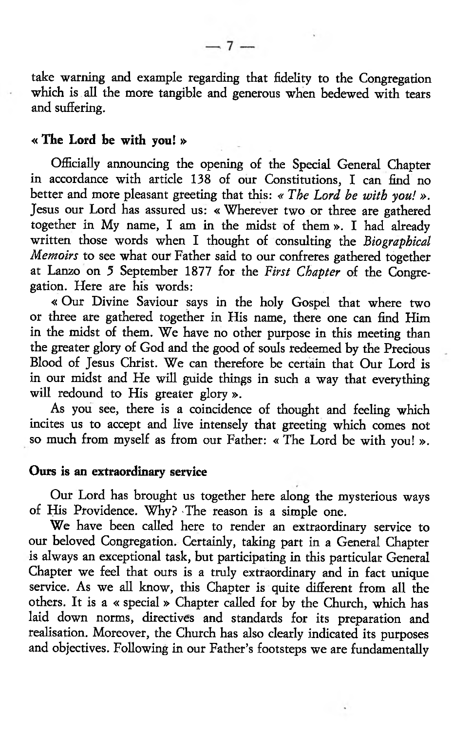take warning and example regarding that fidelity to the Congregation which is all the more tangible and generous when bedewed with tears and suffering.

**« The Lord be with you! »**

Officially announcing the opening of the Special General Chapter in accordance with article 138 of our Constitutions, I can find no better and more pleasant greeting that this: *« The Lord be with you! »*. Jesus our Lord has assured us: « Wherever two or three are gathered together in My name, I am in the midst of them ». I had already written those words when I thought of consulting the *Biographical Memoirs* to see what our Father said to our confreres gathered together at Lanzo on 5 September 1877 for the *First Chapter* of the Congregation. Here are his words:

« Our Divine Saviour says in the holy Gospel that where two or three are gathered together in His name, there one can find Him in the midst of them. We have no other purpose in this meeting than the greater glory of God and the good of souls redeemed by the Precious Blood of Jesus Christ. We can therefore be certain that Our Lord is in our midst and He will guide things in such a way that everything will redound to His greater glory ».

As you see, there is a coincidence of thought and feeling which incites us to accept and live intensely that greeting which comes not so much from myself as from our Father: « The Lord be with you! ».

**Ours is an extraordinary service**

Our Lord has brought us together here along the mysterious ways of His Providence. Why? The reason is a simple one.

We have been called here to render an extraordinary service to our beloved Congregation. Certainly, taking part in a General Chapter is always an exceptional task, but participating in this particular General Chapter we feel that ours is a truly extraordinary and in fact unique service. As we all know, this Chapter is quite different from all the others. It is a « special » Chapter called for by the Church, which has laid down norms, directives and standards for its preparation and realisation. Moreover, the Church has also clearly indicated its purposes and objectives. Following in our Father's footsteps we are fundamentally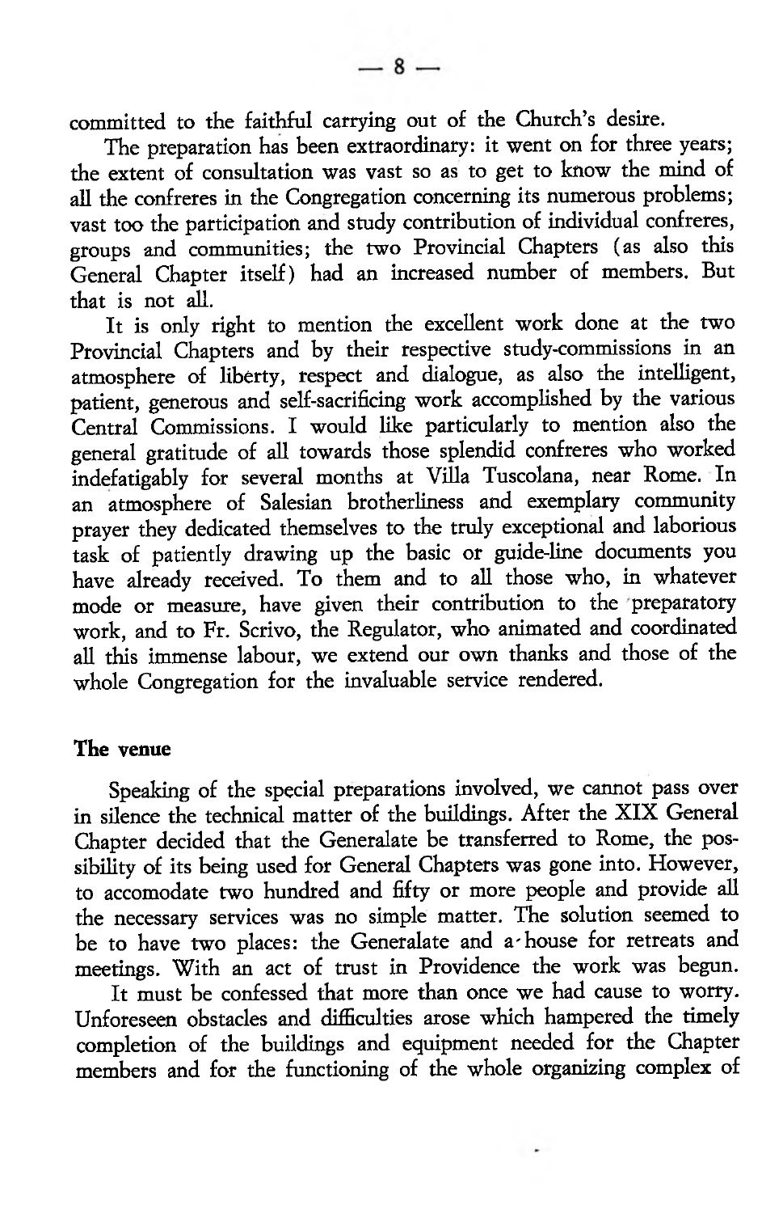committed to the faithful carrying out of the Church's desire.

The preparation has been extraordinary: it went on for three years; the extent of consultation was vast so as to get to know the mind of all the confreres in the Congregation concerning its numerous problems; vast too the participation and study contribution of individual confreres, groups and communities; the two Provincial Chapters (as also this General Chapter itself) had an increased number of members. But that is not all.

It is only right to mention the excellent work done at the two Provincial Chapters and by their respective study-commissions in an atmosphere of liberty, respect and dialogue, as also the intelligent, patient, generous and self-sacrificing work accomplished by the various Central Commissions. I would like particularly to mention also the general gratitude of all towards those splendid confreres who worked indefatigably for several months at Villa Tuscolana, near Rome. In an atmosphere of Salesian brotherliness and exemplary community prayer they dedicated themselves to the truly exceptional and laborious task of patiently drawing up the basic or guide-line documents you have already received. To them and to all those who, in whatever mode or measure, have given their contribution to the preparatory work, and to Fr. Scrivo, the Regulator, who animated and coordinated all this immense labour, we extend our own thanks and those of the whole Congregation for the invaluable service rendered.

**The venue**

Speaking of the special preparations involved, we cannot pass over in silence the technical matter of the buildings. After the XIX General Chapter decided that the Generalate be transferred to Rome, the possibility of its being used for General Chapters was gone into. However, to accomodate two hundred and fifty or more people and provide all the necessary services was no simple matter. The solution seemed to be to have two places: the Generalate and a house for retreats and meetings. With an act of trust in Providence the work was begun.

It must be confessed that more than once we had cause to worry. Unforeseen obstacles and difficulties arose which hampered the timely completion of the buildings and equipment needed for the Chapter members and for the functioning of the whole organizing complex of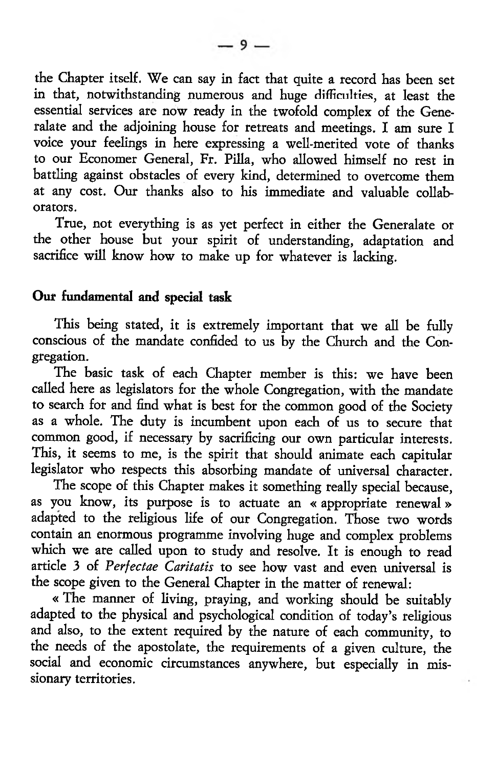the Chapter itself. We can say in fact that quite a record has been set in that, notwithstanding numerous and huge difficulties, at least the essential services are now ready in the twofold complex of the Generalate and the adjoining house for retreats and meetings. I am sure I voice your feelings in here expressing a well-merited vote of thanks to our Economer General, Fr. Pilla, who allowed himself no rest in battling against obstacles of every kind, determined to overcome them at any cost. Our thanks also to his immediate and valuable collaborators.

True, not everything is as yet perfect in either the Generalate or the other house but your spirit of understanding, adaptation and sacrifice will know how to make up for whatever is lacking.

## Our fundamental and special task

This being stated, it is extremely important that we all be fully conscious of the mandate confided to us by the Church and the Congregation.

The basic task of each Chapter member is this: we have been called here as legislators for the whole Congregation, with the mandate to search for and find what is best for the common good of the Society as a whole. The duty is incumbent upon each of us to secure that common good, if necessary by sacrificing our own particular interests. This, it seems to me, is the spirit that should animate each capitular legislator who respects this absorbing mandate of universal character.

The scope of this Chapter makes it something really special because, as you know, its purpose is to actuate an « appropriate renewal » adapted to the religious life of our Congregation. Those two words contain an enormous programme involving huge and complex problems which we are called upon to study and resolve. It is enough to read article 3 of *Perfectae Caritatis* to see how vast and even universal is the scope given to the General Chapter in the matter of renewal:

« The manner of living, praying, and working should be suitably adapted to the physical and psychological condition of today's religious and also, to the extent required by the nature of each community, to the needs of the apostolate, the requirements of a given culture, the social and economic circumstances anywhere, but especially in missionary territories.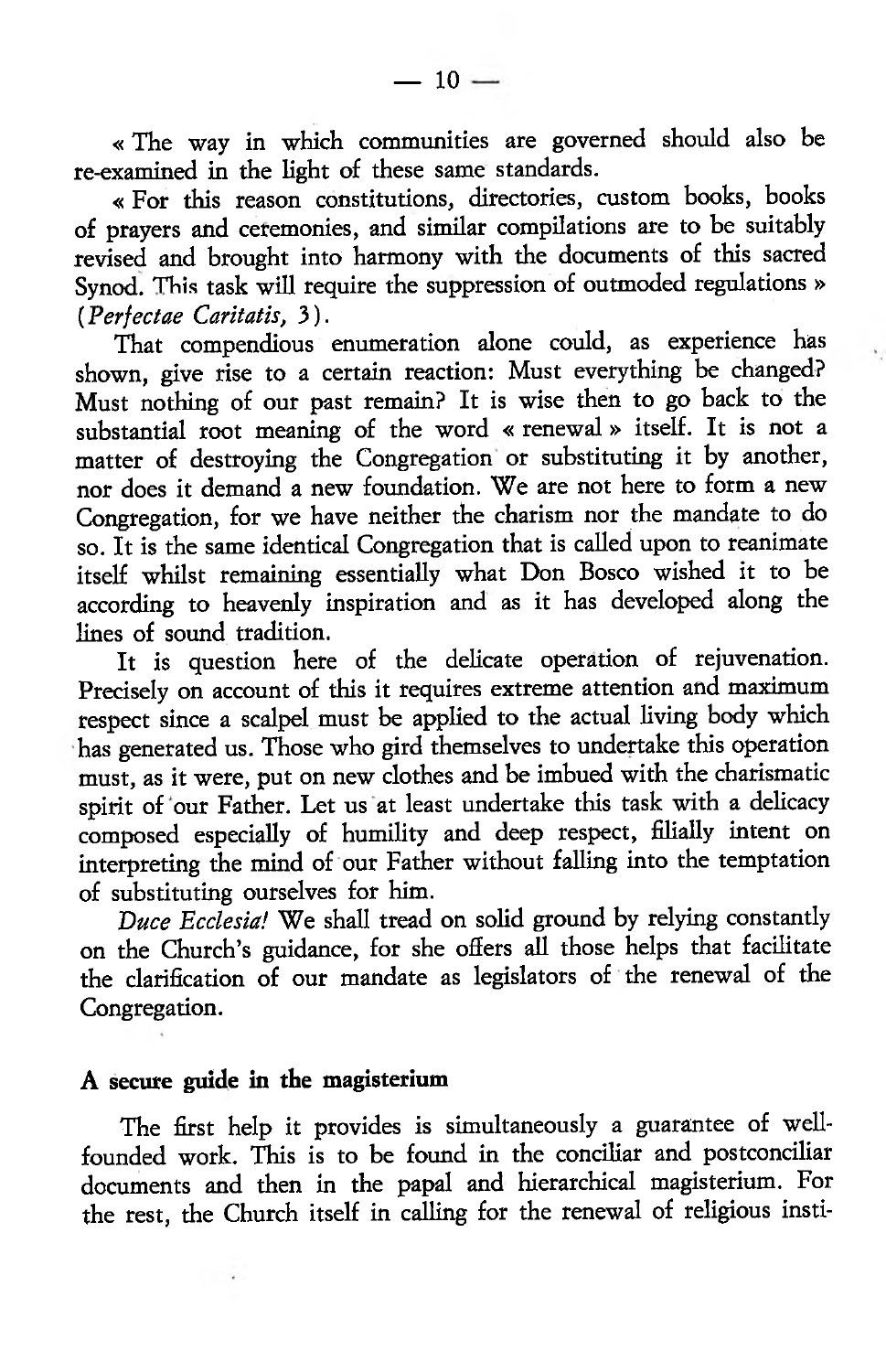« The way in which communities are governed should also be re-examined in the light of these same standards.

« For this reason constitutions, directories, custom books, books of prayers and ceremonies, and similar compilations are to be suitably revised and brought into harmony with the documents of this sacred Synod. This task will require the suppression of outmoded regulations » (*Perfectae Caritatis,* 3).

That compendious enumeration alone could, as experience has shown, give rise to a certain reaction: Must everything be changed? Must nothing of our past remain? It is wise then to go back to the substantial root meaning of the word « renewal » itself. It is not a matter of destroying the Congregation or substituting it by another, nor does it demand a new foundation. We are not here to form a new Congregation, for we have neither the charism nor the mandate to do so. It is the same identical Congregation that is called upon to reanimate itself whilst remaining essentially what Don Bosco wished it to be according to heavenly inspiration and as it has developed along the lines of sound tradition.

It is question here of the delicate operation of rejuvenation. Precisely on account of this it requires extreme attention and maximum respect since a scalpel must be applied to the actual living body which has generated us. Those who gird themselves to undertake this operation must, as it were, put on new clothes and be imbued with the charismatic spirit of our Father. Let us at least undertake this task with a delicacy composed especially of humility and deep respect, filially intent on interpreting the mind of our Father without falling into the temptation of substituting ourselves for him.

*Duce Ecclesia!* We shall tread on solid ground by relying constantly on the Church's guidance, for she offers all those helps that facilitate the clarification of our mandate as legislators of the renewal of the Congregation.

**A secure guide in the magisterium**

The first help it provides is simultaneously a guarantee of well-founded work. This is to be found in the conciliar and postconciliar documents and then in the papal and hierarchical magisterium. For the rest, the Church itself in calling for the renewal of religious insti-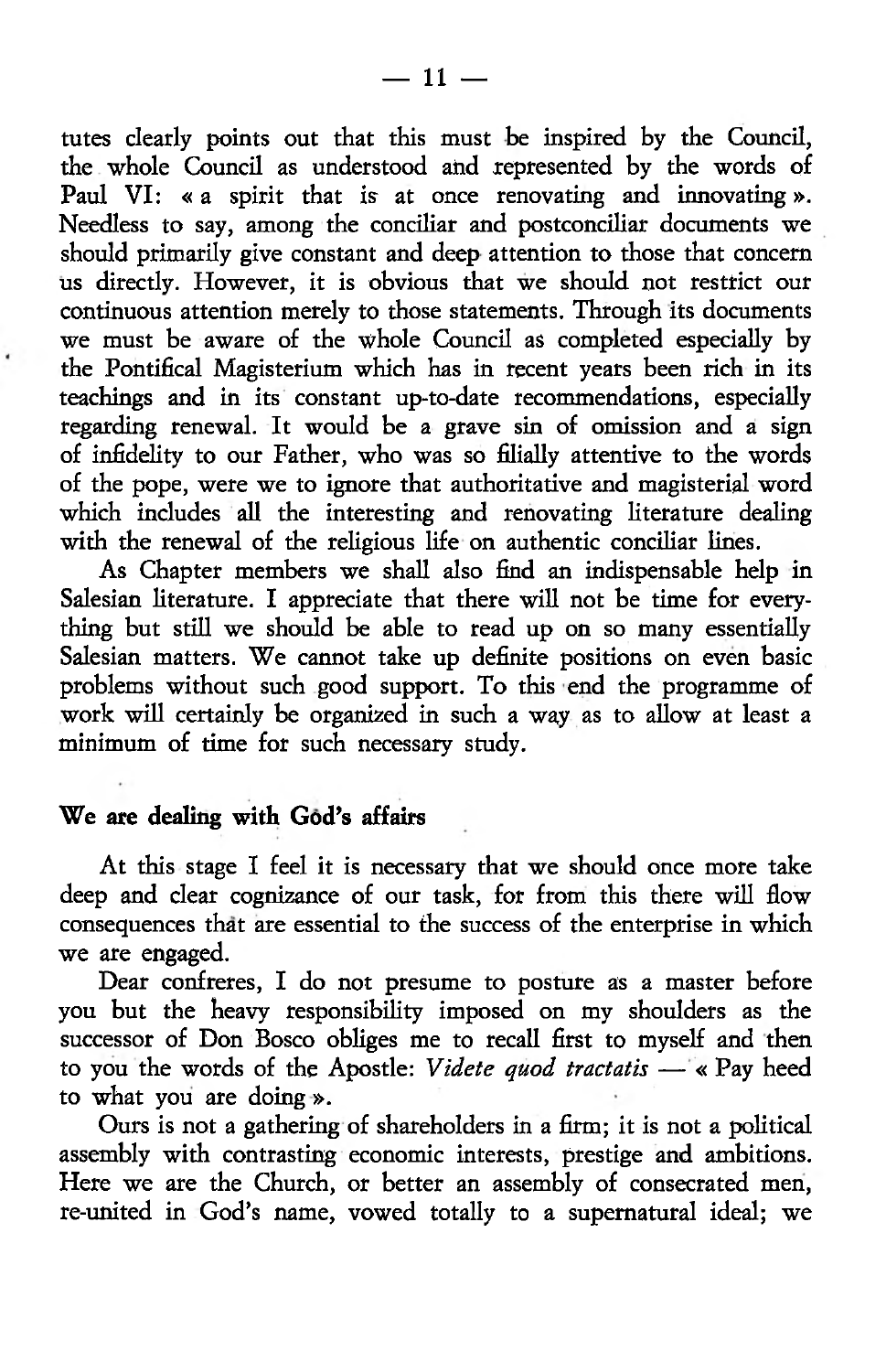tutes clearly points out that this must be inspired by the Council, the whole Council as understood and represented by the words of Paul VI: « a spirit that is at once renovating and innovating ». Needless to say, among the conciliar and postconciliar documents we should primarily give constant and deep attention to those that concern us directly. However, it is obvious that we should not restrict our continuous attention merely to those statements. Through its documents we must be aware of the whole Council as completed especially by the Pontifical Magisterium which has in recent years been rich in its teachings and in its constant up-to-date recommendations, especially regarding renewal. It would be a grave sin of omission and a sign of infidelity to our Father, who was so filially attentive to the words of the pope, were we to ignore that authoritative and magisterial word which includes all the interesting and renovating literature dealing with the renewal of the religious life on authentic conciliar lines.

As Chapter members we shall also find an indispensable help in Salesian literature. I appreciate that there will not be time for everything but still we should be able to read up on so many essentially Salesian matters. We cannot take up definite positions on even basic problems without such good support. To this end the programme of work will certainly be organized in such a way as to allow at least a minimum of time for such necessary study.

### We are dealing with God's affairs

At this stage I feel it is necessary that we should once more take deep and clear cognizance of our task, for from this there will flow consequences that are essential to the success of the enterprise in which we are engaged.

Dear confreres, I do not presume to posture as a master before you but the heavy responsibility imposed on my shoulders as the successor of Don Bosco obliges me to recall first to myself and then to you the words of the Apostle: *Videte quod tractatis* — « Pay heed to what you are doing ».

Ours is not a gathering of shareholders in a firm; it is not a political assembly with contrasting economic interests, prestige and ambitions. Here we are the Church, or better an assembly of consecrated men, re-united in God's name, vowed totally to a supernatural ideal; we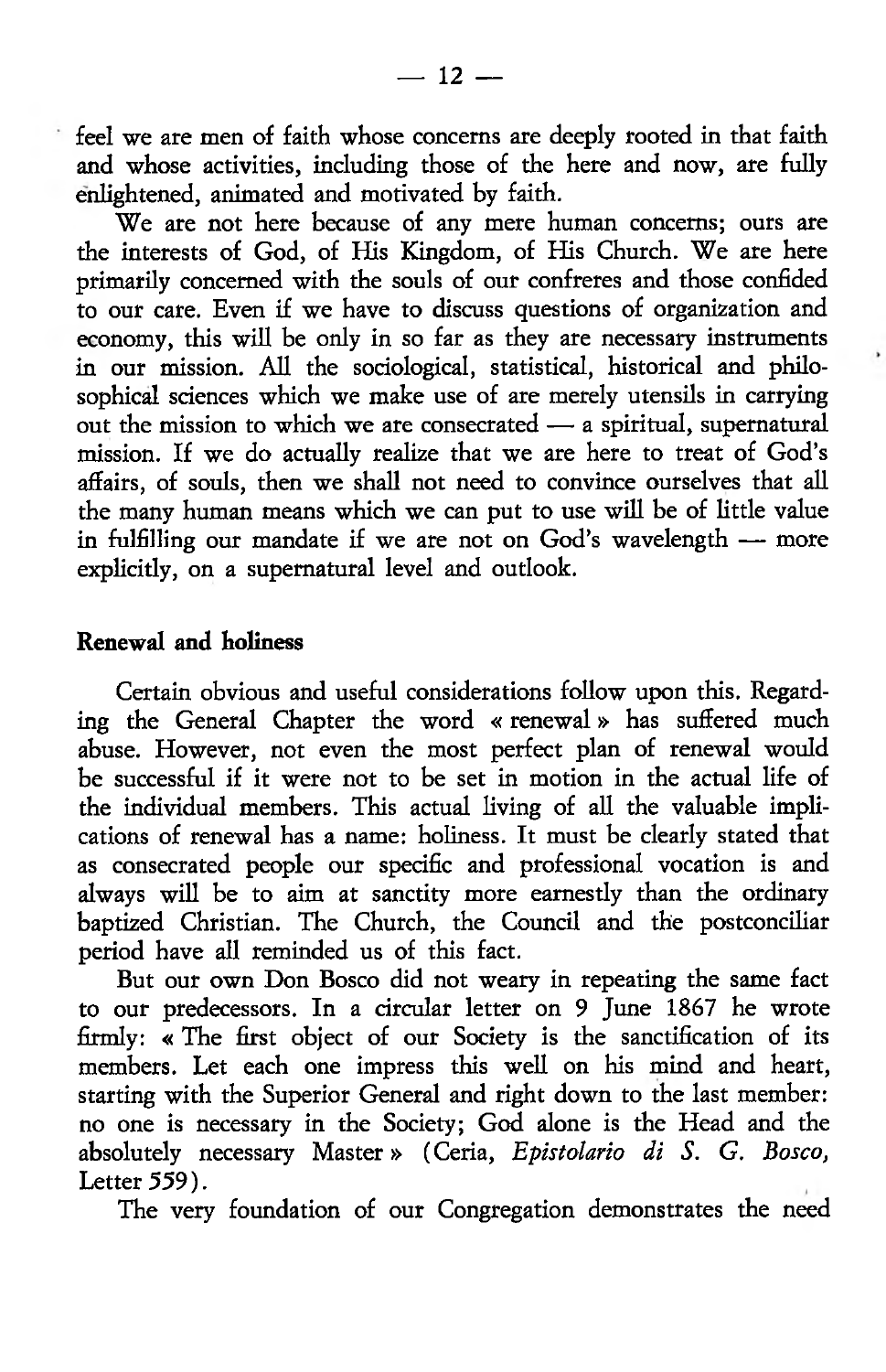feel we are men of faith whose concerns are deeply rooted in that faith and whose activities, including those of the here and now, are fully enlightened, animated and motivated by faith.

We are not here because of any mere human concerns; ours are the interests of God, of His Kingdom, of His Church. We are here primarily concerned with the souls of our confreres and those confided to our care. Even if we have to discuss questions of organization and economy, this will be only in so far as they are necessary instruments in our mission. All the sociological, statistical, historical and philosophical sciences which we make use of are merely utensils in carrying out the mission to which we are consecrated — a spiritual, supernatural mission. If we do actually realize that we are here to treat of God's affairs, of souls, then we shall not need to convince ourselves that all the many human means which we can put to use will be of little value in fulfilling our mandate if we are not on God's wavelength — more explicitly, on a supernatural level and outlook.

**Renewal and holiness**

Certain obvious and useful considerations follow upon this. Regarding the General Chapter the word « renewal » has suffered much abuse. However, not even the most perfect plan of renewal would be successful if it were not to be set in motion in the actual life of the individual members. This actual living of all the valuable implications of renewal has a name: holiness. It must be clearly stated that as consecrated people our specific and professional vocation is and always will be to aim at sanctity more earnestly than the ordinary baptized Christian. The Church, the Council and the postconciliar period have all reminded us of this fact.

But our own Don Bosco did not weary in repeating the same fact to our predecessors. In a circular letter on 9 June 1867 he wrote firmly: « The first object of our Society is the sanctification of its members. Let each one impress this well on his mind and heart, starting with the Superior General and right down to the last member: no one is necessary in the Society; God alone is the Head and the absolutely necessary Master » (Ceria, *Epistolario di S. G. Bosco,* Letter 559).

The very foundation of our Congregation demonstrates the need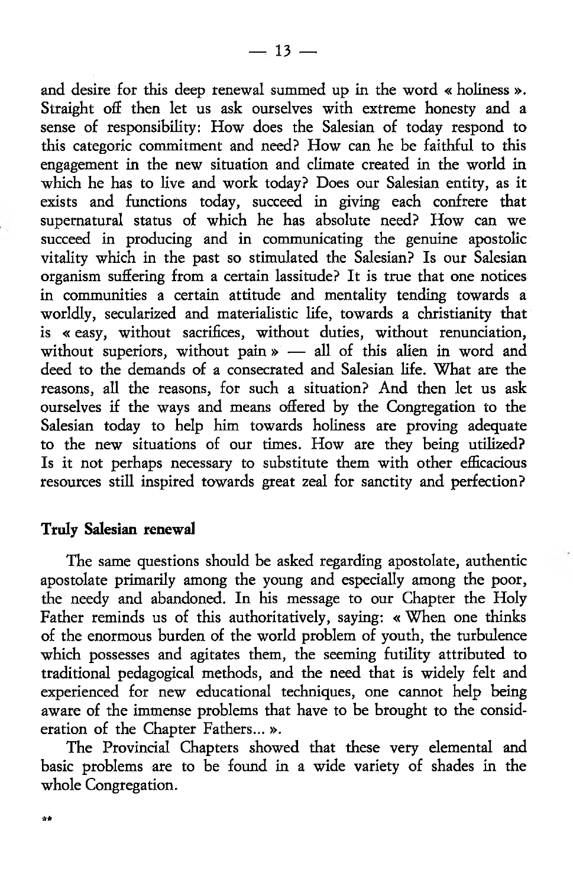and desire for this deep renewal summed up in the word « holiness ». Straight off then let us ask ourselves with extreme honesty and a sense of responsibility: How does the Salesian of today respond to this categoric commitment and need? How can he be faithful to this engagement in the new situation and climate created in the world in which he has to live and work today? Does our Salesian entity, as it exists and functions today, succeed in giving each confrere that supernatural status of which he has absolute need? How can we succeed in producing and in communicating the genuine apostolic vitality which in the past so stimulated the Salesian? Is our Salesian organism suffering from a certain lassitude? It is true that one notices in communities a certain attitude and mentality tending towards a worldly, secularized and materialistic life, towards a christianity that is « easy, without sacrifices, without duties, without renunciation, without superiors, without pain » — all of this alien in word and deed to the demands of a consecrated and Salesian life. What are the reasons, all the reasons, for such a situation? And then let us ask ourselves if the ways and means offered by the Congregation to the Salesian today to help him towards holiness are proving adequate to the new situations of our times. How are they being utilized? Is it not perhaps necessary to substitute them with other efficacious resources still inspired towards great zeal for sanctity and perfection?

**Truly Salesian renewal**

The same questions should be asked regarding apostolate, authentic apostolate primarily among the young and especially among the poor, the needy and abandoned. In his message to our Chapter the Holy Father reminds us of this authoritatively, saying: « When one thinks of the enormous burden of the world problem of youth, the turbulence which possesses and agitates them, the seeming futility attributed to traditional pedagogical methods, and the need that is widely felt and experienced for new educational techniques, one cannot help being aware of the immense problems that have to be brought to the consideration of the Chapter Fathers... ».

The Provincial Chapters showed that these very elemental and basic problems are to be found in a wide variety of shades in the whole Congregation.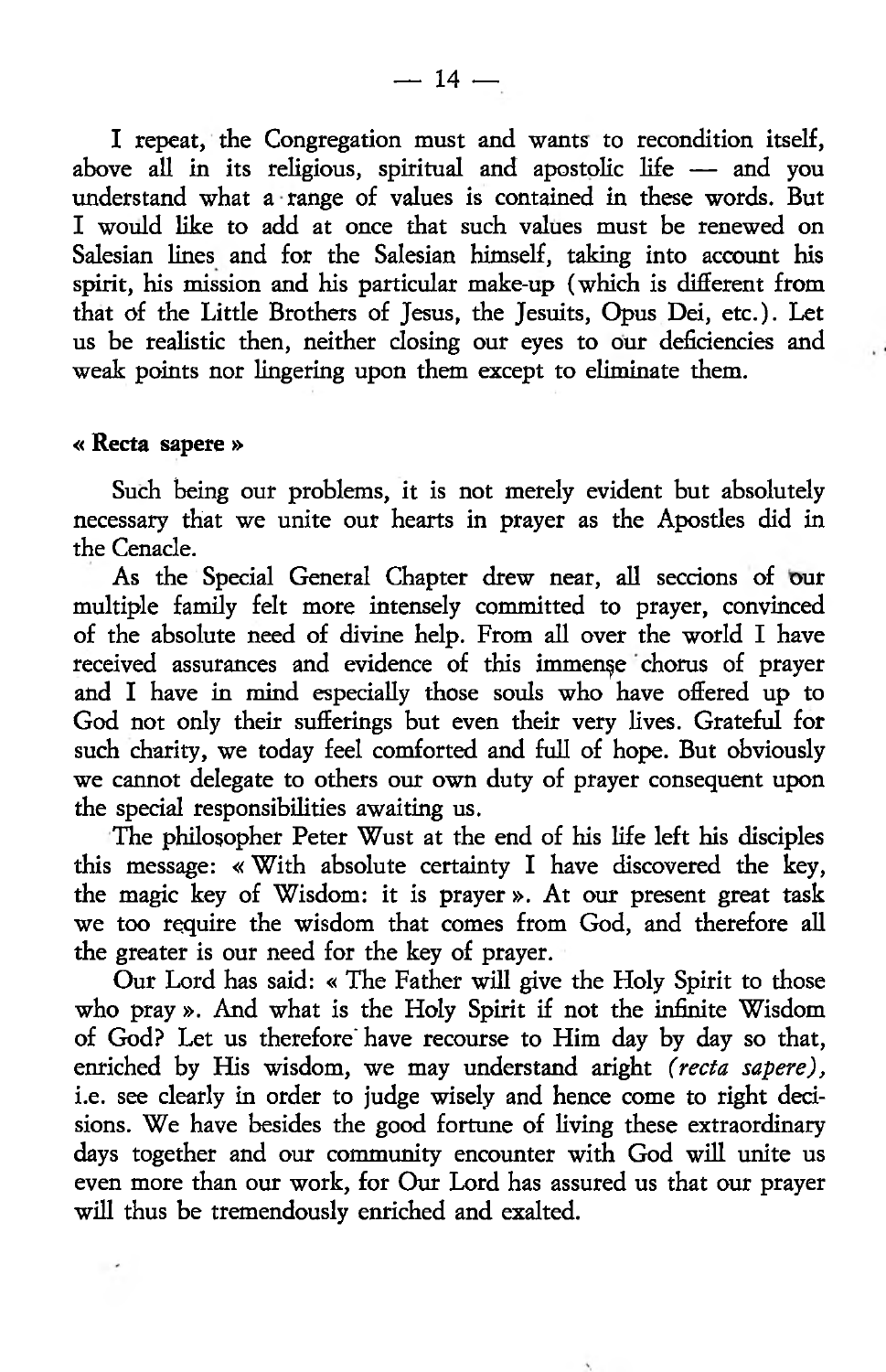I repeat, the Congregation must and wants to recondition itself, above all in its religious, spiritual and apostolic life — and you understand what a range of values is contained in these words. But I would like to add at once that such values must be renewed on Salesian lines and for the Salesian himself, taking into account his spirit, his mission and his particular make-up (which is different from that of the Little Brothers of Jesus, the Jesuits, Opus Dei, etc.). Let us be realistic then, neither closing our eyes to our deficiencies and weak points nor lingering upon them except to eliminate them.

**« Recta sapere »**

Such being our problems, it is not merely evident but absolutely necessary that we unite our hearts in prayer as the Apostles did in the Cenacle.

As the Special General Chapter drew near, all seccions of our multiple family felt more intensely committed to prayer, convinced of the absolute need of divine help. From all over the world I have received assurances and evidence of this immense chorus of prayer and I have in mind especially those souls who have offered up to God not only their sufferings but even their very lives. Grateful for such charity, we today feel comforted and full of hope. But obviously we cannot delegate to others our own duty of prayer consequent upon the special responsibilities awaiting us.

The philosopher Peter Wust at the end of his life left his disciples this message: « With absolute certainty I have discovered the key, the magic key of Wisdom: it is prayer ». At our present great task we too require the wisdom that comes from God, and therefore all the greater is our need for the key of prayer.

Our Lord has said: « The Father will give the Holy Spirit to those who pray ». And what is the Holy Spirit if not the infinite Wisdom of God? Let us therefore have recourse to Him day by day so that, enriched by His wisdom, we may understand aright *(recta sapere)*, i.e. see clearly in order to judge wisely and hence come to right decisions. We have besides the good fortune of living these extraordinary days together and our community encounter with God will unite us even more than our work, for Our Lord has assured us that our prayer will thus be tremendously enriched and exalted.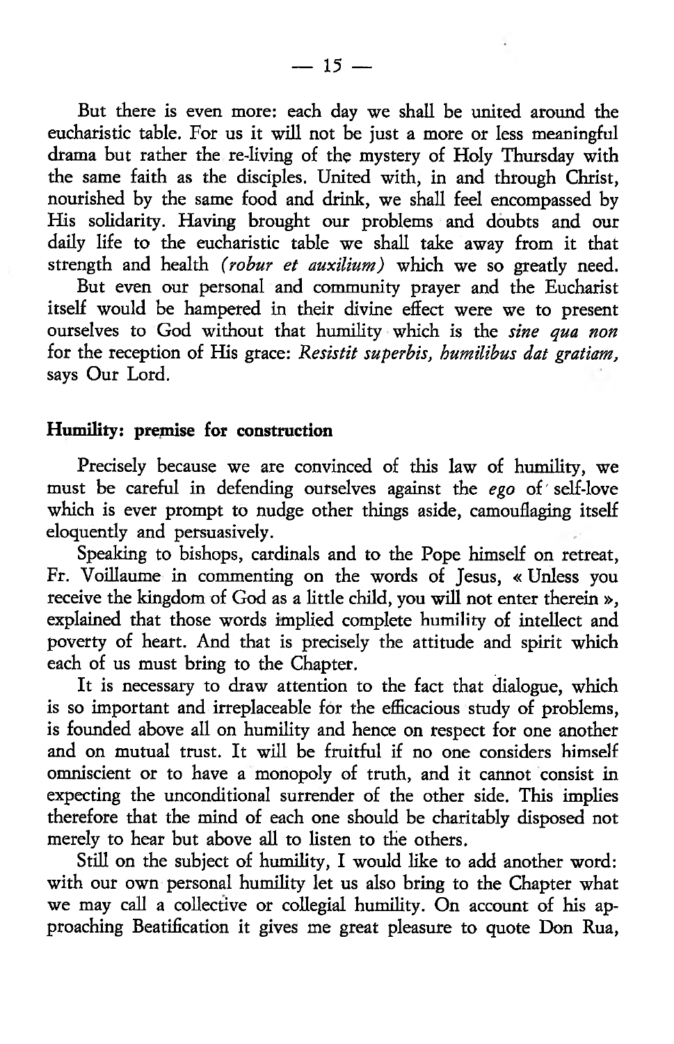But there is even more: each day we shall be united around the eucharistic table. For us it will not be just a more or less meaningful drama but rather the re-living of the mystery of Holy Thursday with the same faith as the disciples. United with, in and through Christ, nourished by the same food and drink, we shall feel encompassed by His solidarity. Having brought our problems and doubts and our daily life to the eucharistic table we shall take away from it that strength and health *(robur et auxilium)* which we so greatly need.

But even our personal and community prayer and the Eucharist itself would be hampered in their divine effect were we to present ourselves to God without that humility which is the *sine qua non* for the reception of His grace: *Resistit superbis, humilibus dat gratiam,* says Our Lord.

**Humility: premise for construction**

Precisely because we are convinced of this law of humility, we must be careful in defending ourselves against the *ego* of self-love which is ever prompt to nudge other things aside, camouflaging itself eloquently and persuasively.

Speaking to bishops, cardinals and to the Pope himself on retreat, Fr. Voillaume in commenting on the words of Jesus, « Unless you receive the kingdom of God as a little child, you will not enter therein », explained that those words implied complete humility of intellect and poverty of heart. And that is precisely the attitude and spirit which each of us must bring to the Chapter.

It is necessary to draw attention to the fact that dialogue, which is so important and irreplaceable for the efficacious study of problems, is founded above all on humility and hence on respect for one another and on mutual trust. It will be fruitful if no one considers himself omniscient or to have a monopoly of truth, and it cannot consist in expecting the unconditional surrender of the other side. This implies therefore that the mind of each one should be charitably disposed not merely to hear but above all to listen to the others.

Still on the subject of humility, I would like to add another word: with our own personal humility let us also bring to the Chapter what we may call a collective or collegial humility. On account of his approaching Beatification it gives me great pleasure to quote Don Rua,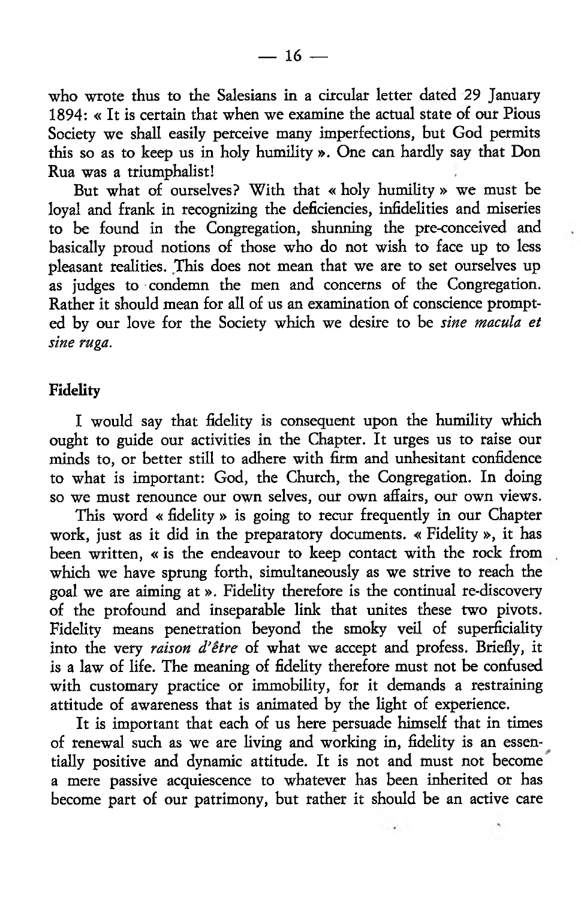who wrote thus to the Salesians in a circular letter dated 29 January 1894: « It is certain that when we examine the actual state of our Pious Society we shall easily perceive many imperfections, but God permits this so as to keep us in holy humility ». One can hardly say that Don Rua was a triumphalist!

But what of ourselves? With that « holy humility » we must be loyal and frank in recognizing the deficiencies, infidelities and miseries to be found in the Congregation, shunning the pre-conceived and basically proud notions of those who do not wish to face up to less pleasant realities. This does not mean that we are to set ourselves up as judges to condemn the men and concerns of the Congregation. Rather it should mean for all of us an examination of conscience prompted by our love for the Society which we desire to be *sine macula et sine ruga*.

**Fidelity**

I would say that fidelity is consequent upon the humility which ought to guide our activities in the Chapter. It urges us to raise our minds to, or better still to adhere with firm and unhesitant confidence to what is important: God, the Church, the Congregation. In doing so we must renounce our own selves, our own affairs, our own views.

This word « fidelity » is going to recur frequently in our Chapter work, just as it did in the preparatory documents. « Fidelity », it has been written, « is the endeavour to keep contact with the rock from which we have sprung forth, simultaneously as we strive to reach the goal we are aiming at ». Fidelity therefore is the continual re-discovery of the profound and inseparable link that unites these two pivots. Fidelity means penetration beyond the smoky veil of superficiality into the very *raison d'être* of what we accept and profess. Briefly, it is a law of life. The meaning of fidelity therefore must not be confused with customary practice or immobility, for it demands a restraining attitude of awareness that is animated by the light of experience.

It is important that each of us here persuade himself that in times of renewal such as we are living and working in, fidelity is an essentially positive and dynamic attitude. It is not and must not become a mere passive acquiescence to whatever has been inherited or has become part of our patrimony, but rather it should be an active care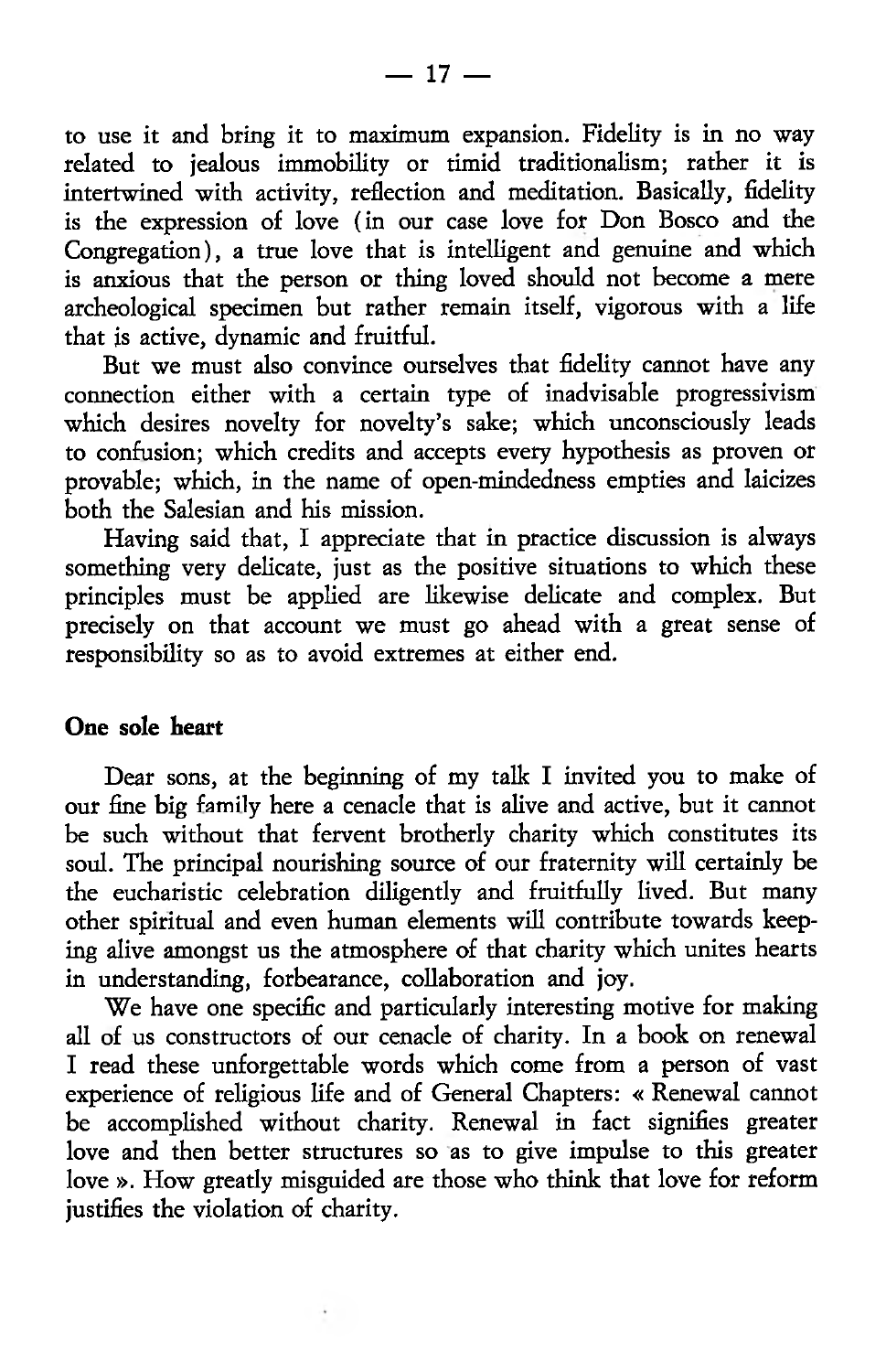to use it and bring it to maximum expansion. Fidelity is in no way related to jealous immobility or timid traditionalism; rather it is intertwined with activity, reflection and meditation. Basically, fidelity is the expression of love (in our case love for Don Bosco and the Congregation), a true love that is intelligent and genuine and which is anxious that the person or thing loved should not become a mere archeological specimen but rather remain itself, vigorous with a life that is active, dynamic and fruitful.

But we must also convince ourselves that fidelity cannot have any connection either with a certain type of inadvisable progressivism which desires novelty for novelty's sake; which unconsciously leads to confusion; which credits and accepts every hypothesis as proven or provable; which, in the name of open-mindedness empties and laicizes both the Salesian and his mission.

Having said that, I appreciate that in practice discussion is always something very delicate, just as the positive situations to which these principles must be applied are likewise delicate and complex. But precisely on that account we must go ahead with a great sense of responsibility so as to avoid extremes at either end.

**One sole heart**

Dear sons, at the beginning of my talk I invited you to make of our fine big family here a cenacle that is alive and active, but it cannot be such without that fervent brotherly charity which constitutes its soul. The principal nourishing source of our fraternity will certainly be the eucharistic celebration diligently and fruitfully lived. But many other spiritual and even human elements will contribute towards keeping alive amongst us the atmosphere of that charity which unites hearts in understanding, forbearance, collaboration and joy.

We have one specific and particularly interesting motive for making all of us constructors of our cenacle of charity. In a book on renewal I read these unforgettable words which come from a person of vast experience of religious life and of General Chapters: « Renewal cannot be accomplished without charity. Renewal in fact signifies greater love and then better structures so as to give impulse to this greater love ». How greatly misguided are those who think that love for reform justifies the violation of charity.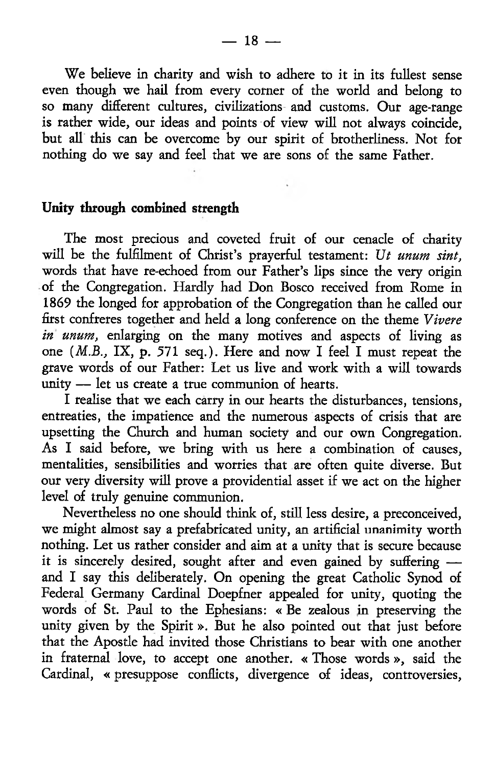We believe in charity and wish to adhere to it in its fullest sense even though we hail from every corner of the world and belong to so many different cultures, civilizations and customs. Our age-range is rather wide, our ideas and points of view will not always coincide, but all this can be overcome by our spirit of brotherliness. Not for nothing do we say and feel that we are sons of the same Father.

**Unity through combined strength**

The most precious and coveted fruit of our cenacle of charity will be the fulfilment of Christ's prayerful testament: *Ut unum sint,* words that have re-echoed from our Father's lips since the very origin of the Congregation. Hardly had Don Bosco received from Rome in 1869 the longed for approbation of the Congregation than he called our first confreres together and held a long conference on the theme *Vivere in unum,* enlarging on the many motives and aspects of living as one (*M.B.,* IX, p. 571 seq.). Here and now I feel I must repeat the grave words of our Father: Let us live and work with a will towards unity — let us create a true communion of hearts.

I realise that we each carry in our hearts the disturbances, tensions, entreaties, the impatience and the numerous aspects of crisis that are upsetting the Church and human society and our own Congregation. As I said before, we bring with us here a combination of causes, mentalities, sensibilities and worries that are often quite diverse. But our very diversity will prove a providential asset if we act on the higher level of truly genuine communion.

Nevertheless no one should think of, still less desire, a preconceived, we might almost say a prefabricated unity, an artificial unanimity worth nothing. Let us rather consider and aim at a unity that is secure because it is sincerely desired, sought after and even gained by suffering — and I say this deliberately. On opening the great Catholic Synod of Federal Germany Cardinal Doepfner appealed for unity, quoting the words of St. Paul to the Ephesians: « Be zealous in preserving the unity given by the Spirit ». But he also pointed out that just before that the Apostle had invited those Christians to bear with one another in fraternal love, to accept one another. « Those words », said the Cardinal, « presuppose conflicts, divergence of ideas, controversies,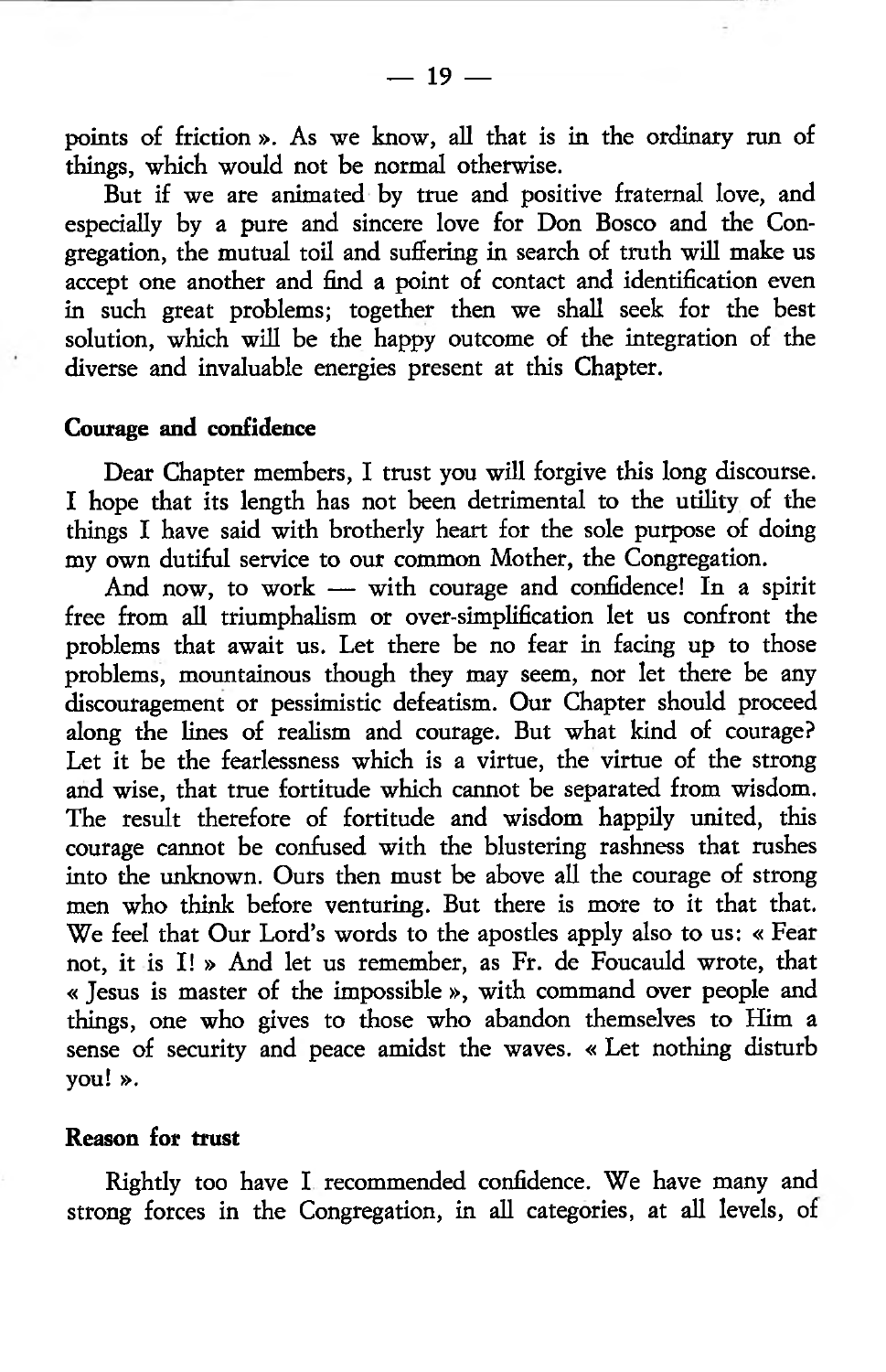points of friction ». As we know, all that is in the ordinary run of things, which would not be normal otherwise.

But if we are animated by true and positive fraternal love, and especially by a pure and sincere love for Don Bosco and the Congregation, the mutual toil and suffering in search of truth will make us accept one another and find a point of contact and identification even in such great problems; together then we shall seek for the best solution, which will be the happy outcome of the integration of the diverse and invaluable energies present at this Chapter.

**Courage and confidence**

Dear Chapter members, I trust you will forgive this long discourse. I hope that its length has not been detrimental to the utility of the things I have said with brotherly heart for the sole purpose of doing my own dutiful service to our common Mother, the Congregation.

And now, to work — with courage and confidence! In a spirit free from all triumphalism or over-simplification let us confront the problems that await us. Let there be no fear in facing up to those problems, mountainous though they may seem, nor let there be any discouragement or pessimistic defeatism. Our Chapter should proceed along the lines of realism and courage. But what kind of courage? Let it be the fearlessness which is a virtue, the virtue of the strong and wise, that true fortitude which cannot be separated from wisdom. The result therefore of fortitude and wisdom happily united, this courage cannot be confused with the blustering rashness that rushes into the unknown. Ours then must be above all the courage of strong men who think before venturing. But there is more to it that that. We feel that Our Lord's words to the apostles apply also to us: « Fear not, it is I! » And let us remember, as Fr. de Foucauld wrote, that « Jesus is master of the impossible », with command over people and things, one who gives to those who abandon themselves to Him a sense of security and peace amidst the waves. « Let nothing disturb you! ».

**Reason for trust**

Rightly too have I recommended confidence. We have many and strong forces in the Congregation, in all categories, at all levels, of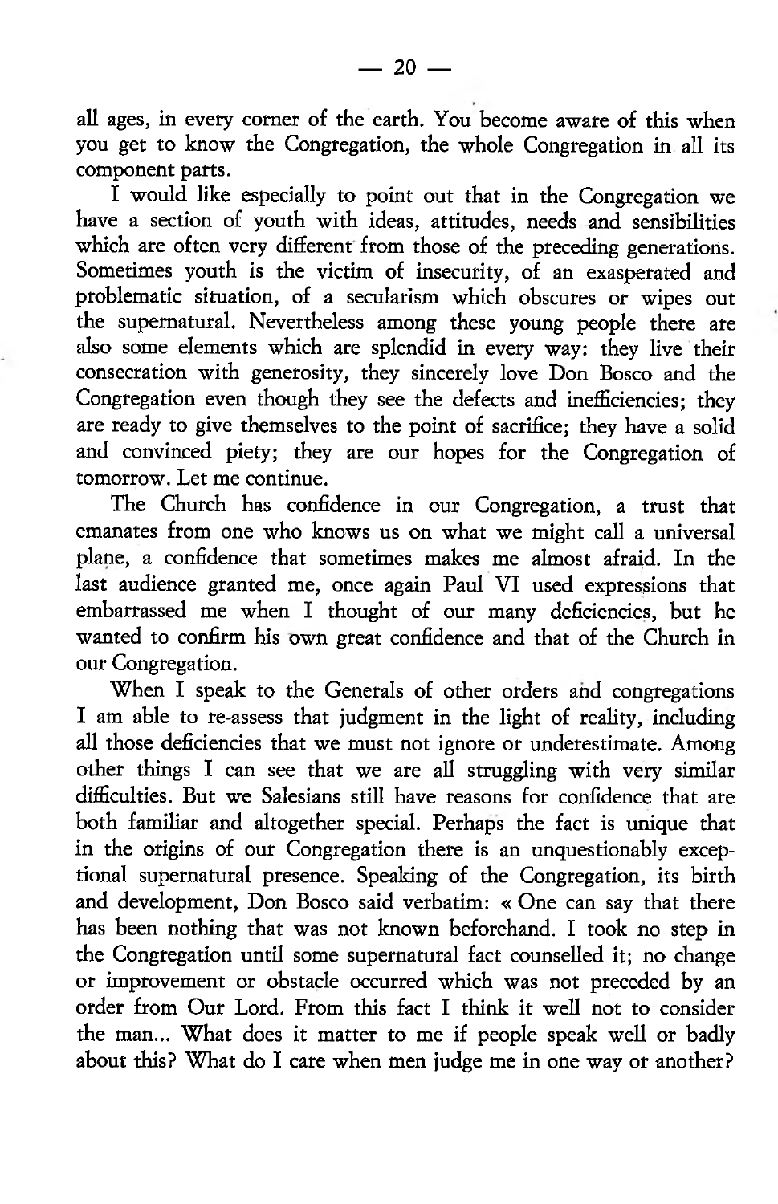all ages, in every corner of the earth. You become aware of this when you get to know the Congregation, the whole Congregation in all its component parts.

I would like especially to point out that in the Congregation we have a section of youth with ideas, attitudes, needs and sensibilities which are often very different from those of the preceding generations. Sometimes youth is the victim of insecurity, of an exasperated and problematic situation, of a secularism which obscures or wipes out the supernatural. Nevertheless among these young people there are also some elements which are splendid in every way: they live their consecration with generosity, they sincerely love Don Bosco and the Congregation even though they see the defects and inefficiencies; they are ready to give themselves to the point of sacrifice; they have a solid and convinced piety; they are our hopes for the Congregation of tomorrow. Let me continue.

The Church has confidence in our Congregation, a trust that emanates from one who knows us on what we might call a universal plane, a confidence that sometimes makes me almost afraid. In the last audience granted me, once again Paul VI used expressions that embarrassed me when I thought of our many deficiencies, but he wanted to confirm his own great confidence and that of the Church in our Congregation.

When I speak to the Generals of other orders and congregations I am able to re-assess that judgment in the light of reality, including all those deficiencies that we must not ignore or underestimate. Among other things I can see that we are all struggling with very similar difficulties. But we Salesians still have reasons for confidence that are both familiar and altogether special. Perhaps the fact is unique that in the origins of our Congregation there is an unquestionably exceptional supernatural presence. Speaking of the Congregation, its birth and development, Don Bosco said verbatim: « One can say that there has been nothing that was not known beforehand. I took no step in the Congregation until some supernatural fact counselled it; no change or improvement or obstacle occurred which was not preceded by an order from Our Lord. From this fact I think it well not to consider the man... What does it matter to me if people speak well or badly about this? What do I care when men judge me in one way or another?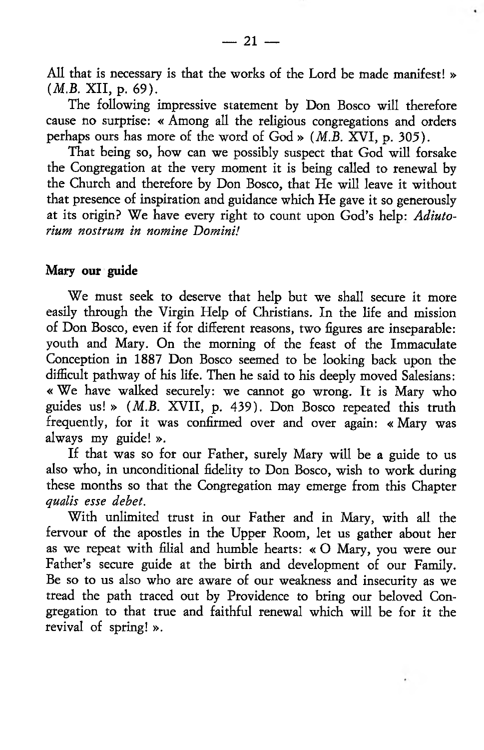All that is necessary is that the works of the Lord be made manifest! » (*M.B.* XII, p. 69).

The following impressive statement by Don Bosco will therefore cause no surprise: « Among all the religious congregations and orders perhaps ours has more of the word of God » (*M.B.* XVI, p. 305).

That being so, how can we possibly suspect that God will forsake the Congregation at the very moment it is being called to renewal by the Church and therefore by Don Bosco, that He will leave it without that presence of inspiration and guidance which He gave it so generously at its origin? We have every right to count upon God's help: *Adiutorium nostrum in nomine Domini!*

**Mary our guide**

We must seek to deserve that help but we shall secure it more easily through the Virgin Help of Christians. In the life and mission of Don Bosco, even if for different reasons, two figures are inseparable: youth and Mary. On the morning of the feast of the Immaculate Conception in 1887 Don Bosco seemed to be looking back upon the difficult pathway of his life. Then he said to his deeply moved Salesians: « We have walked securely: we cannot go wrong. It is Mary who guides us! » (*M.B.* XVII, p. 439). Don Bosco repeated this truth frequently, for it was confirmed over and over again: « Mary was always my guide! ».

If that was so for our Father, surely Mary will be a guide to us also who, in unconditional fidelity to Don Bosco, wish to work during these months so that the Congregation may emerge from this Chapter *qualis esse debet.*

With unlimited trust in our Father and in Mary, with all the fervour of the apostles in the Upper Room, let us gather about her as we repeat with filial and humble hearts: « O Mary, you were our Father's secure guide at the birth and development of our Family. Be so to us also who are aware of our weakness and insecurity as we tread the path traced out by Providence to bring our beloved Congregation to that true and faithful renewal which will be for it the revival of spring! ».